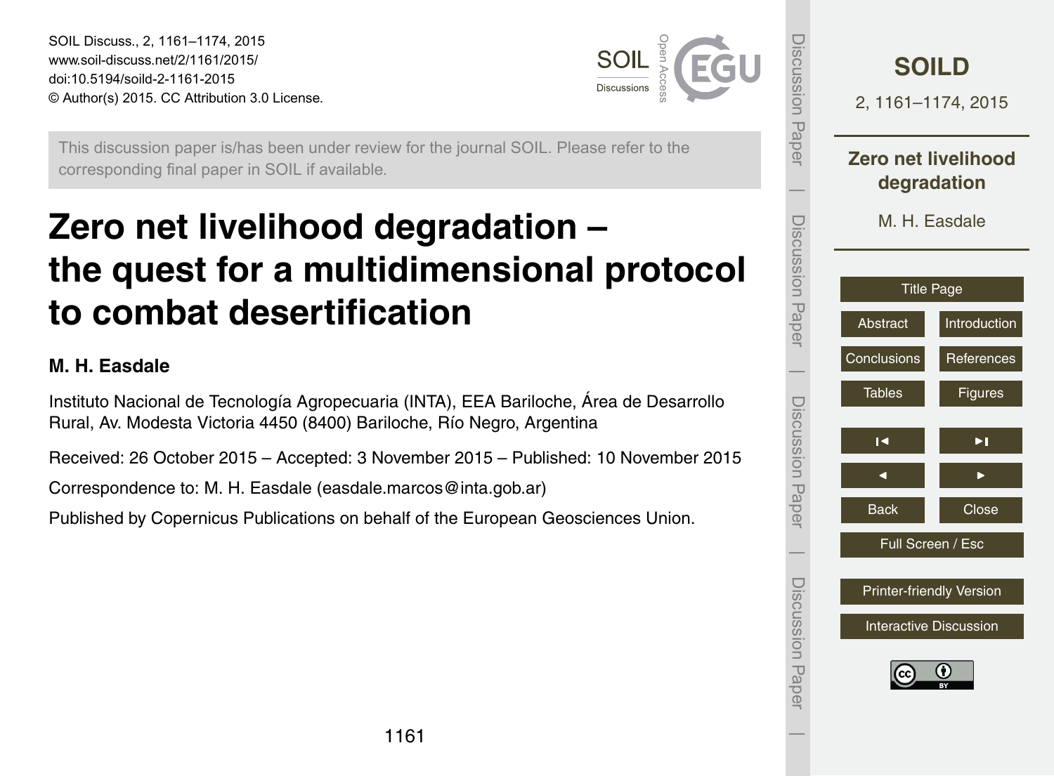SOIL Discuss., 2, 1161–1174, 2015
www.soil-discuss.net/2/1161/2015/
doi:10.5194/soild-2-1161-2015
© Author(s) 2015. CC Attribution 3.0 License.

This discussion paper is/has been under review for the journal SOIL. Please refer to the corresponding final paper in SOIL if available.

# Zero net livelihood degradation – the quest for a multidimensional protocol to combat desertification

**M. H. Easdale**

Instituto Nacional de Tecnología Agropecuaria (INTA), EEA Bariloche, Área de Desarrollo Rural, Av. Modesta Victoria 4450 (8400) Bariloche, Río Negro, Argentina

Received: 26 October 2015 – Accepted: 3 November 2015 – Published: 10 November 2015

Correspondence to: M. H. Easdale (easdale.marcos@inta.gob.ar)

Published by Copernicus Publications on behalf of the European Geosciences Union.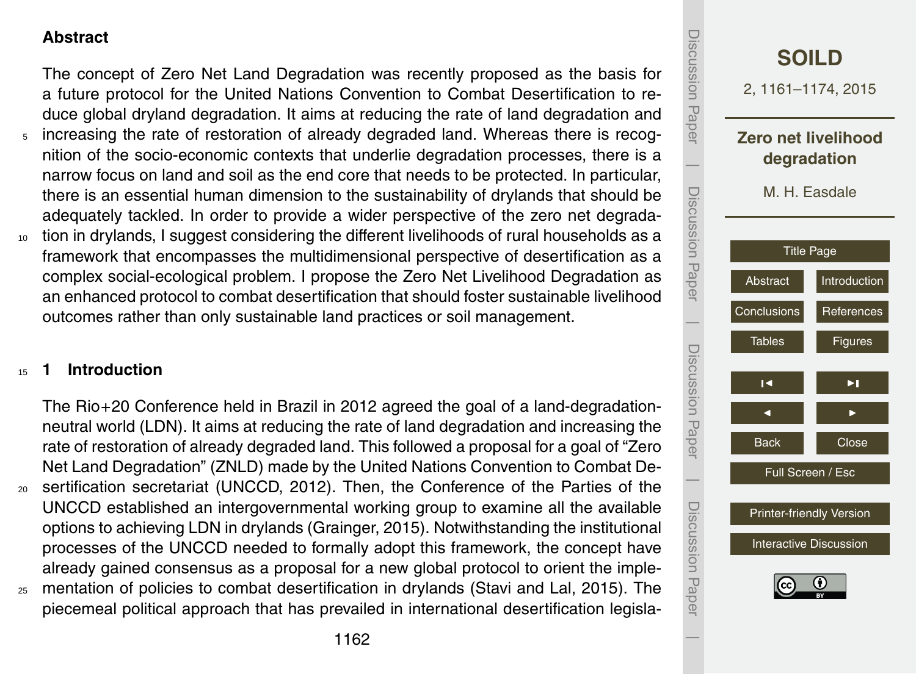## Abstract

The concept of Zero Net Land Degradation was recently proposed as the basis for a future protocol for the United Nations Convention to Combat Desertification to reduce global dryland degradation. It aims at reducing the rate of land degradation and increasing the rate of restoration of already degraded land. Whereas there is recognition of the socio-economic contexts that underlie degradation processes, there is a narrow focus on land and soil as the end core that needs to be protected. In particular, there is an essential human dimension to the sustainability of drylands that should be adequately tackled. In order to provide a wider perspective of the zero net degradation in drylands, I suggest considering the different livelihoods of rural households as a framework that encompasses the multidimensional perspective of desertification as a complex social-ecological problem. I propose the Zero Net Livelihood Degradation as an enhanced protocol to combat desertification that should foster sustainable livelihood outcomes rather than only sustainable land practices or soil management.

## 1 Introduction

The Rio+20 Conference held in Brazil in 2012 agreed the goal of a land-degradation-neutral world (LDN). It aims at reducing the rate of land degradation and increasing the rate of restoration of already degraded land. This followed a proposal for a goal of "Zero Net Land Degradation" (ZNLD) made by the United Nations Convention to Combat Desertification secretariat (UNCCD, 2012). Then, the Conference of the Parties of the UNCCD established an intergovernmental working group to examine all the available options to achieving LDN in drylands (Grainger, 2015). Notwithstanding the institutional processes of the UNCCD needed to formally adopt this framework, the concept have already gained consensus as a proposal for a new global protocol to orient the implementation of policies to combat desertification in drylands (Stavi and Lal, 2015). The piecemeal political approach that has prevailed in international desertification legisla-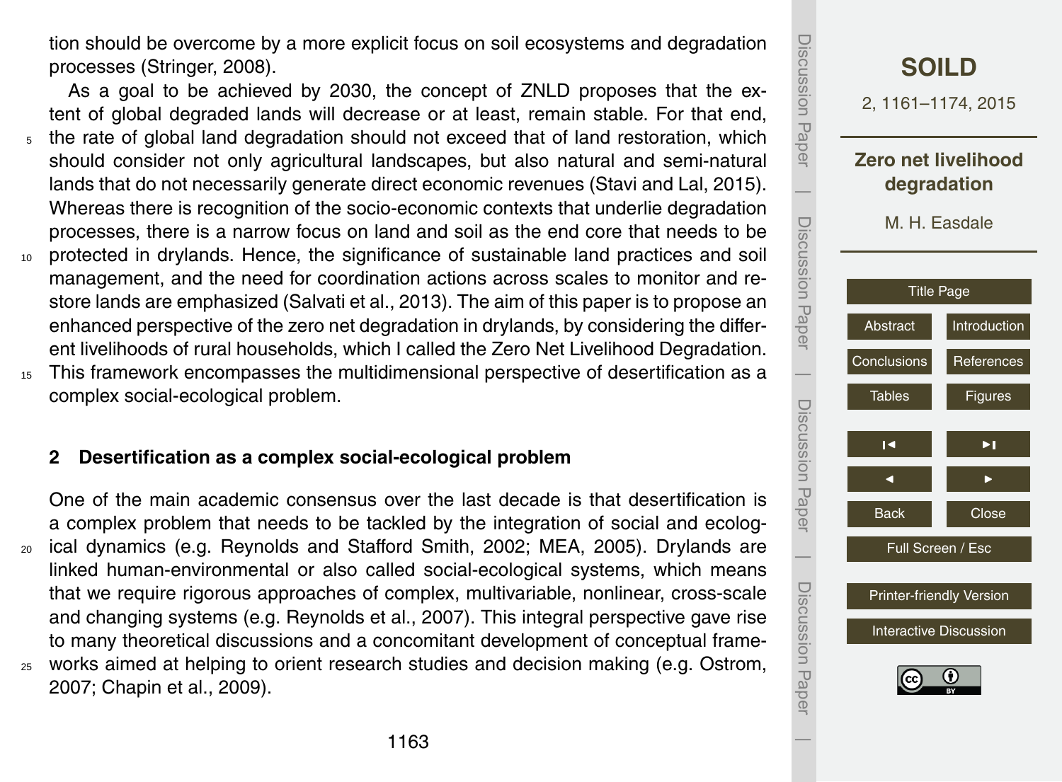tion should be overcome by a more explicit focus on soil ecosystems and degradation processes (Stringer, 2008).

As a goal to be achieved by 2030, the concept of ZNLD proposes that the extent of global degraded lands will decrease or at least, remain stable. For that end, the rate of global land degradation should not exceed that of land restoration, which should consider not only agricultural landscapes, but also natural and semi-natural lands that do not necessarily generate direct economic revenues (Stavi and Lal, 2015). Whereas there is recognition of the socio-economic contexts that underlie degradation processes, there is a narrow focus on land and soil as the end core that needs to be protected in drylands. Hence, the significance of sustainable land practices and soil management, and the need for coordination actions across scales to monitor and restore lands are emphasized (Salvati et al., 2013). The aim of this paper is to propose an enhanced perspective of the zero net degradation in drylands, by considering the different livelihoods of rural households, which I called the Zero Net Livelihood Degradation. This framework encompasses the multidimensional perspective of desertification as a complex social-ecological problem.

## 2 Desertification as a complex social-ecological problem

One of the main academic consensus over the last decade is that desertification is a complex problem that needs to be tackled by the integration of social and ecological dynamics (e.g. Reynolds and Stafford Smith, 2002; MEA, 2005). Drylands are linked human-environmental or also called social-ecological systems, which means that we require rigorous approaches of complex, multivariable, nonlinear, cross-scale and changing systems (e.g. Reynolds et al., 2007). This integral perspective gave rise to many theoretical discussions and a concomitant development of conceptual frameworks aimed at helping to orient research studies and decision making (e.g. Ostrom, 2007; Chapin et al., 2009).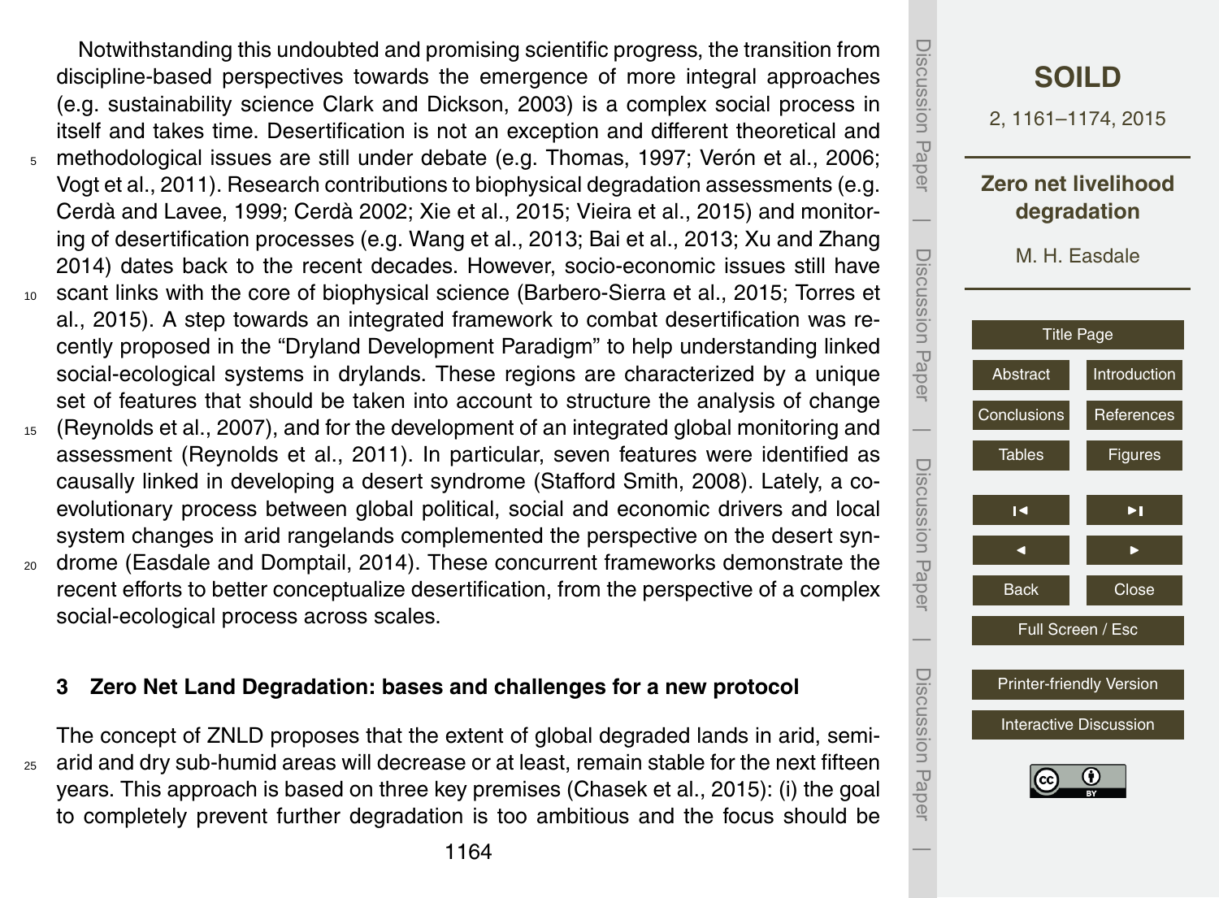Notwithstanding this undoubted and promising scientific progress, the transition from discipline-based perspectives towards the emergence of more integral approaches (e.g. sustainability science Clark and Dickson, 2003) is a complex social process in itself and takes time. Desertification is not an exception and different theoretical and methodological issues are still under debate (e.g. Thomas, 1997; Verón et al., 2006; Vogt et al., 2011). Research contributions to biophysical degradation assessments (e.g. Cerdà and Lavee, 1999; Cerdà 2002; Xie et al., 2015; Vieira et al., 2015) and monitoring of desertification processes (e.g. Wang et al., 2013; Bai et al., 2013; Xu and Zhang 2014) dates back to the recent decades. However, socio-economic issues still have scant links with the core of biophysical science (Barbero-Sierra et al., 2015; Torres et al., 2015). A step towards an integrated framework to combat desertification was recently proposed in the "Dryland Development Paradigm" to help understanding linked social-ecological systems in drylands. These regions are characterized by a unique set of features that should be taken into account to structure the analysis of change (Reynolds et al., 2007), and for the development of an integrated global monitoring and assessment (Reynolds et al., 2011). In particular, seven features were identified as causally linked in developing a desert syndrome (Stafford Smith, 2008). Lately, a co-evolutionary process between global political, social and economic drivers and local system changes in arid rangelands complemented the perspective on the desert syndrome (Easdale and Domptail, 2014). These concurrent frameworks demonstrate the recent efforts to better conceptualize desertification, from the perspective of a complex social-ecological process across scales.

## 3 Zero Net Land Degradation: bases and challenges for a new protocol

The concept of ZNLD proposes that the extent of global degraded lands in arid, semi-arid and dry sub-humid areas will decrease or at least, remain stable for the next fifteen years. This approach is based on three key premises (Chasek et al., 2015): (i) the goal to completely prevent further degradation is too ambitious and the focus should be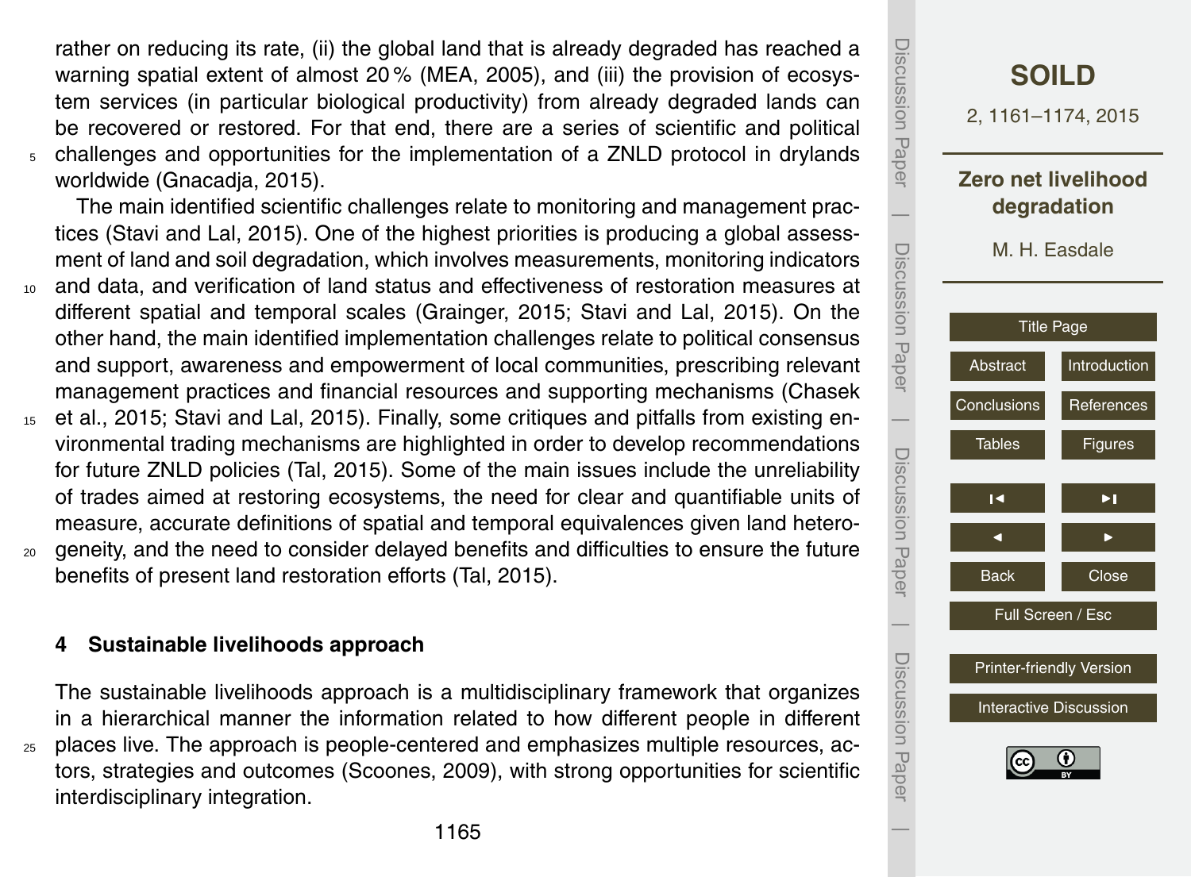rather on reducing its rate, (ii) the global land that is already degraded has reached a warning spatial extent of almost 20 % (MEA, 2005), and (iii) the provision of ecosystem services (in particular biological productivity) from already degraded lands can be recovered or restored. For that end, there are a series of scientific and political challenges and opportunities for the implementation of a ZNLD protocol in drylands worldwide (Gnacadja, 2015).

The main identified scientific challenges relate to monitoring and management practices (Stavi and Lal, 2015). One of the highest priorities is producing a global assessment of land and soil degradation, which involves measurements, monitoring indicators and data, and verification of land status and effectiveness of restoration measures at different spatial and temporal scales (Grainger, 2015; Stavi and Lal, 2015). On the other hand, the main identified implementation challenges relate to political consensus and support, awareness and empowerment of local communities, prescribing relevant management practices and financial resources and supporting mechanisms (Chasek et al., 2015; Stavi and Lal, 2015). Finally, some critiques and pitfalls from existing environmental trading mechanisms are highlighted in order to develop recommendations for future ZNLD policies (Tal, 2015). Some of the main issues include the unreliability of trades aimed at restoring ecosystems, the need for clear and quantifiable units of measure, accurate definitions of spatial and temporal equivalences given land heterogeneity, and the need to consider delayed benefits and difficulties to ensure the future benefits of present land restoration efforts (Tal, 2015).

## 4 Sustainable livelihoods approach

The sustainable livelihoods approach is a multidisciplinary framework that organizes in a hierarchical manner the information related to how different people in different places live. The approach is people-centered and emphasizes multiple resources, actors, strategies and outcomes (Scoones, 2009), with strong opportunities for scientific interdisciplinary integration.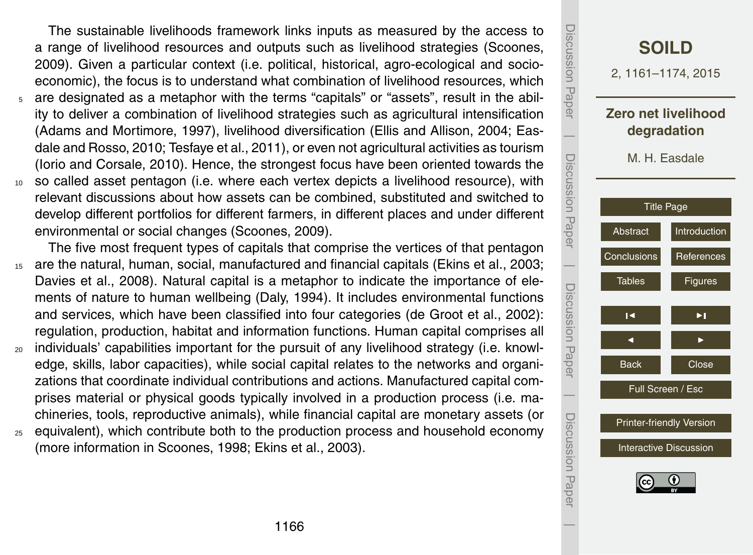The sustainable livelihoods framework links inputs as measured by the access to a range of livelihood resources and outputs such as livelihood strategies (Scoones, 2009). Given a particular context (i.e. political, historical, agro-ecological and socio-economic), the focus is to understand what combination of livelihood resources, which are designated as a metaphor with the terms "capitals" or "assets", result in the ability to deliver a combination of livelihood strategies such as agricultural intensification (Adams and Mortimore, 1997), livelihood diversification (Ellis and Allison, 2004; Easdale and Rosso, 2010; Tesfaye et al., 2011), or even not agricultural activities as tourism (Iorio and Corsale, 2010). Hence, the strongest focus have been oriented towards the so called asset pentagon (i.e. where each vertex depicts a livelihood resource), with relevant discussions about how assets can be combined, substituted and switched to develop different portfolios for different farmers, in different places and under different environmental or social changes (Scoones, 2009).

The five most frequent types of capitals that comprise the vertices of that pentagon are the natural, human, social, manufactured and financial capitals (Ekins et al., 2003; Davies et al., 2008). Natural capital is a metaphor to indicate the importance of elements of nature to human wellbeing (Daly, 1994). It includes environmental functions and services, which have been classified into four categories (de Groot et al., 2002): regulation, production, habitat and information functions. Human capital comprises all individuals' capabilities important for the pursuit of any livelihood strategy (i.e. knowledge, skills, labor capacities), while social capital relates to the networks and organizations that coordinate individual contributions and actions. Manufactured capital comprises material or physical goods typically involved in a production process (i.e. machineries, tools, reproductive animals), while financial capital are monetary assets (or equivalent), which contribute both to the production process and household economy (more information in Scoones, 1998; Ekins et al., 2003).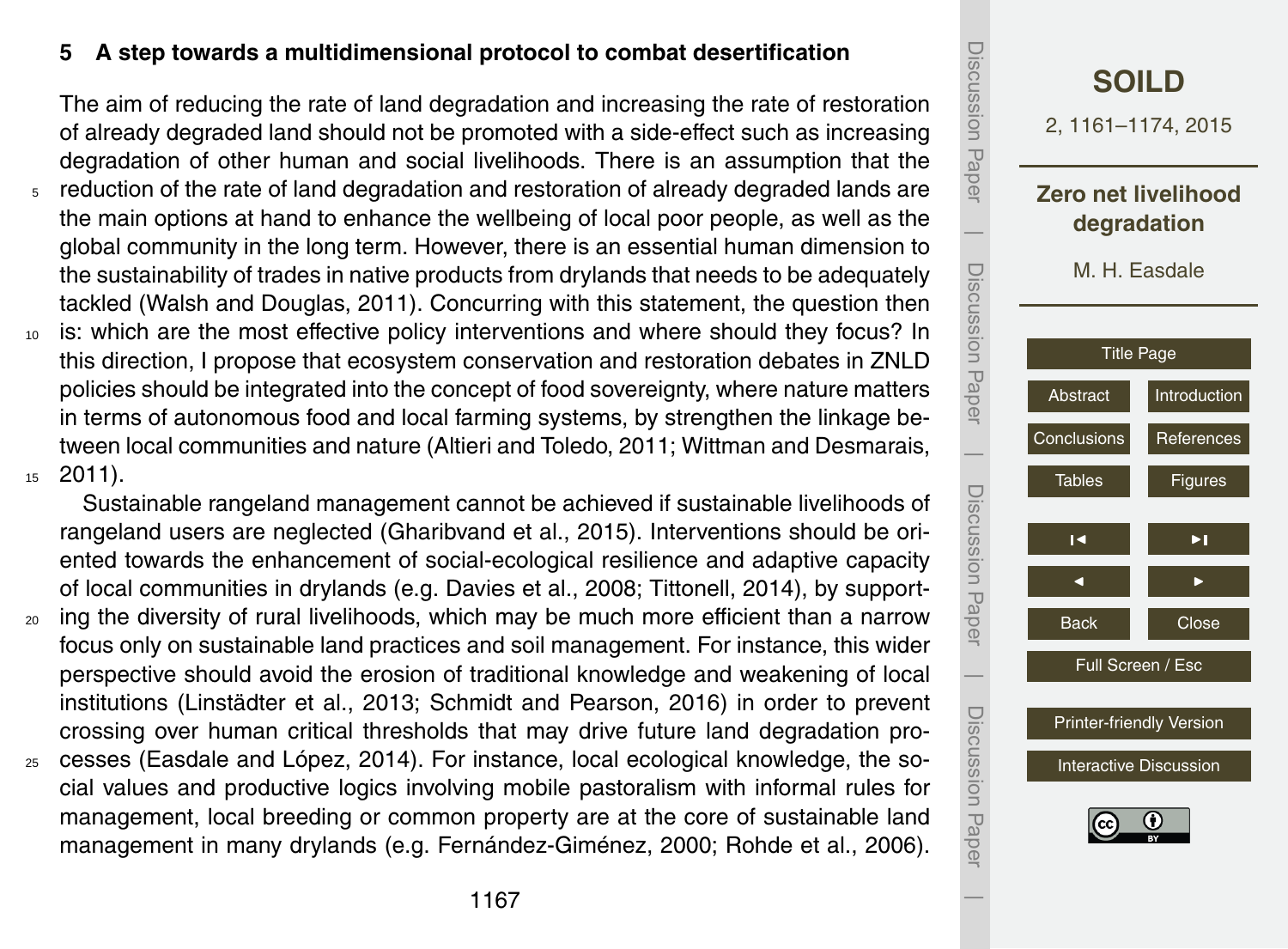## 5 A step towards a multidimensional protocol to combat desertification

The aim of reducing the rate of land degradation and increasing the rate of restoration of already degraded land should not be promoted with a side-effect such as increasing degradation of other human and social livelihoods. There is an assumption that the reduction of the rate of land degradation and restoration of already degraded lands are the main options at hand to enhance the wellbeing of local poor people, as well as the global community in the long term. However, there is an essential human dimension to the sustainability of trades in native products from drylands that needs to be adequately tackled (Walsh and Douglas, 2011). Concurring with this statement, the question then is: which are the most effective policy interventions and where should they focus? In this direction, I propose that ecosystem conservation and restoration debates in ZNLD policies should be integrated into the concept of food sovereignty, where nature matters in terms of autonomous food and local farming systems, by strengthen the linkage between local communities and nature (Altieri and Toledo, 2011; Wittman and Desmarais, 2011).

Sustainable rangeland management cannot be achieved if sustainable livelihoods of rangeland users are neglected (Gharibvand et al., 2015). Interventions should be oriented towards the enhancement of social-ecological resilience and adaptive capacity of local communities in drylands (e.g. Davies et al., 2008; Tittonell, 2014), by supporting the diversity of rural livelihoods, which may be much more efficient than a narrow focus only on sustainable land practices and soil management. For instance, this wider perspective should avoid the erosion of traditional knowledge and weakening of local institutions (Linstädter et al., 2013; Schmidt and Pearson, 2016) in order to prevent crossing over human critical thresholds that may drive future land degradation processes (Easdale and López, 2014). For instance, local ecological knowledge, the social values and productive logics involving mobile pastoralism with informal rules for management, local breeding or common property are at the core of sustainable land management in many drylands (e.g. Fernández-Giménez, 2000; Rohde et al., 2006).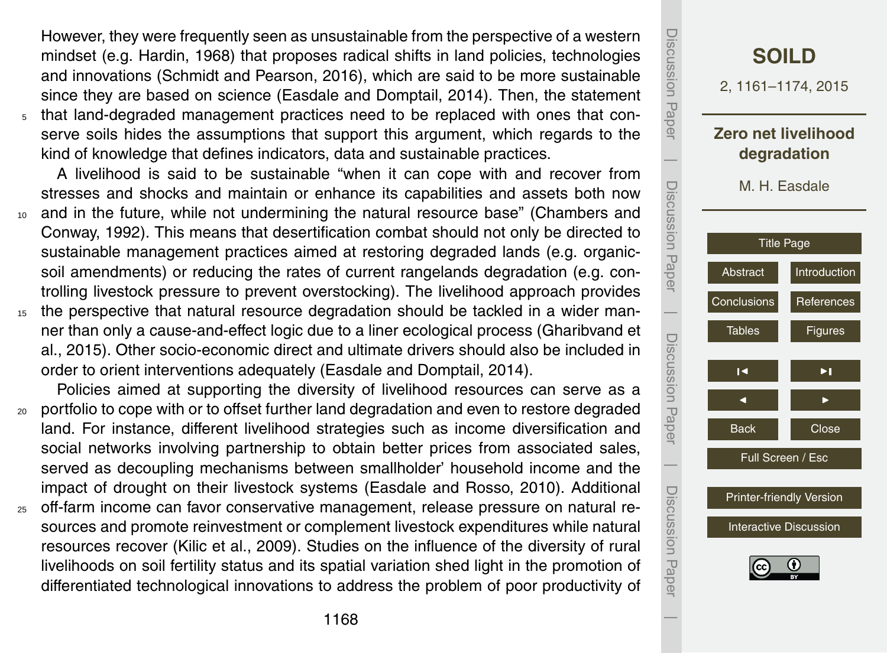However, they were frequently seen as unsustainable from the perspective of a western mindset (e.g. Hardin, 1968) that proposes radical shifts in land policies, technologies and innovations (Schmidt and Pearson, 2016), which are said to be more sustainable since they are based on science (Easdale and Domptail, 2014). Then, the statement that land-degraded management practices need to be replaced with ones that conserve soils hides the assumptions that support this argument, which regards to the kind of knowledge that defines indicators, data and sustainable practices.

A livelihood is said to be sustainable "when it can cope with and recover from stresses and shocks and maintain or enhance its capabilities and assets both now and in the future, while not undermining the natural resource base" (Chambers and Conway, 1992). This means that desertification combat should not only be directed to sustainable management practices aimed at restoring degraded lands (e.g. organic-soil amendments) or reducing the rates of current rangelands degradation (e.g. controlling livestock pressure to prevent overstocking). The livelihood approach provides the perspective that natural resource degradation should be tackled in a wider manner than only a cause-and-effect logic due to a liner ecological process (Gharibvand et al., 2015). Other socio-economic direct and ultimate drivers should also be included in order to orient interventions adequately (Easdale and Domptail, 2014).

Policies aimed at supporting the diversity of livelihood resources can serve as a portfolio to cope with or to offset further land degradation and even to restore degraded land. For instance, different livelihood strategies such as income diversification and social networks involving partnership to obtain better prices from associated sales, served as decoupling mechanisms between smallholder' household income and the impact of drought on their livestock systems (Easdale and Rosso, 2010). Additional off-farm income can favor conservative management, release pressure on natural resources and promote reinvestment or complement livestock expenditures while natural resources recover (Kilic et al., 2009). Studies on the influence of the diversity of rural livelihoods on soil fertility status and its spatial variation shed light in the promotion of differentiated technological innovations to address the problem of poor productivity of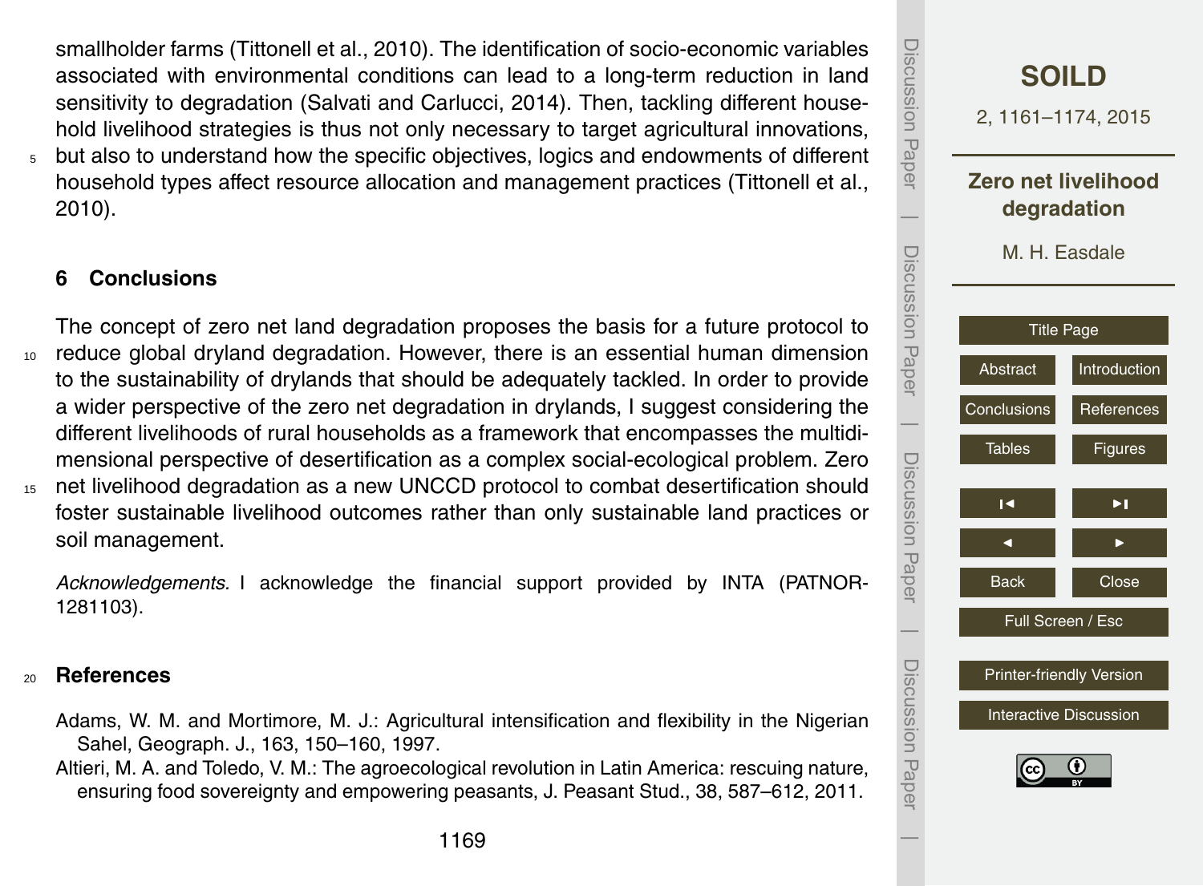smallholder farms (Tittonell et al., 2010). The identification of socio-economic variables associated with environmental conditions can lead to a long-term reduction in land sensitivity to degradation (Salvati and Carlucci, 2014). Then, tackling different household livelihood strategies is thus not only necessary to target agricultural innovations, but also to understand how the specific objectives, logics and endowments of different household types affect resource allocation and management practices (Tittonell et al., 2010).

## 6 Conclusions

The concept of zero net land degradation proposes the basis for a future protocol to reduce global dryland degradation. However, there is an essential human dimension to the sustainability of drylands that should be adequately tackled. In order to provide a wider perspective of the zero net degradation in drylands, I suggest considering the different livelihoods of rural households as a framework that encompasses the multidimensional perspective of desertification as a complex social-ecological problem. Zero net livelihood degradation as a new UNCCD protocol to combat desertification should foster sustainable livelihood outcomes rather than only sustainable land practices or soil management.

*Acknowledgements.* I acknowledge the financial support provided by INTA (PATNOR-1281103).

## References

Adams, W. M. and Mortimore, M. J.: Agricultural intensification and flexibility in the Nigerian Sahel, Geograph. J., 163, 150–160, 1997.

Altieri, M. A. and Toledo, V. M.: The agroecological revolution in Latin America: rescuing nature, ensuring food sovereignty and empowering peasants, J. Peasant Stud., 38, 587–612, 2011.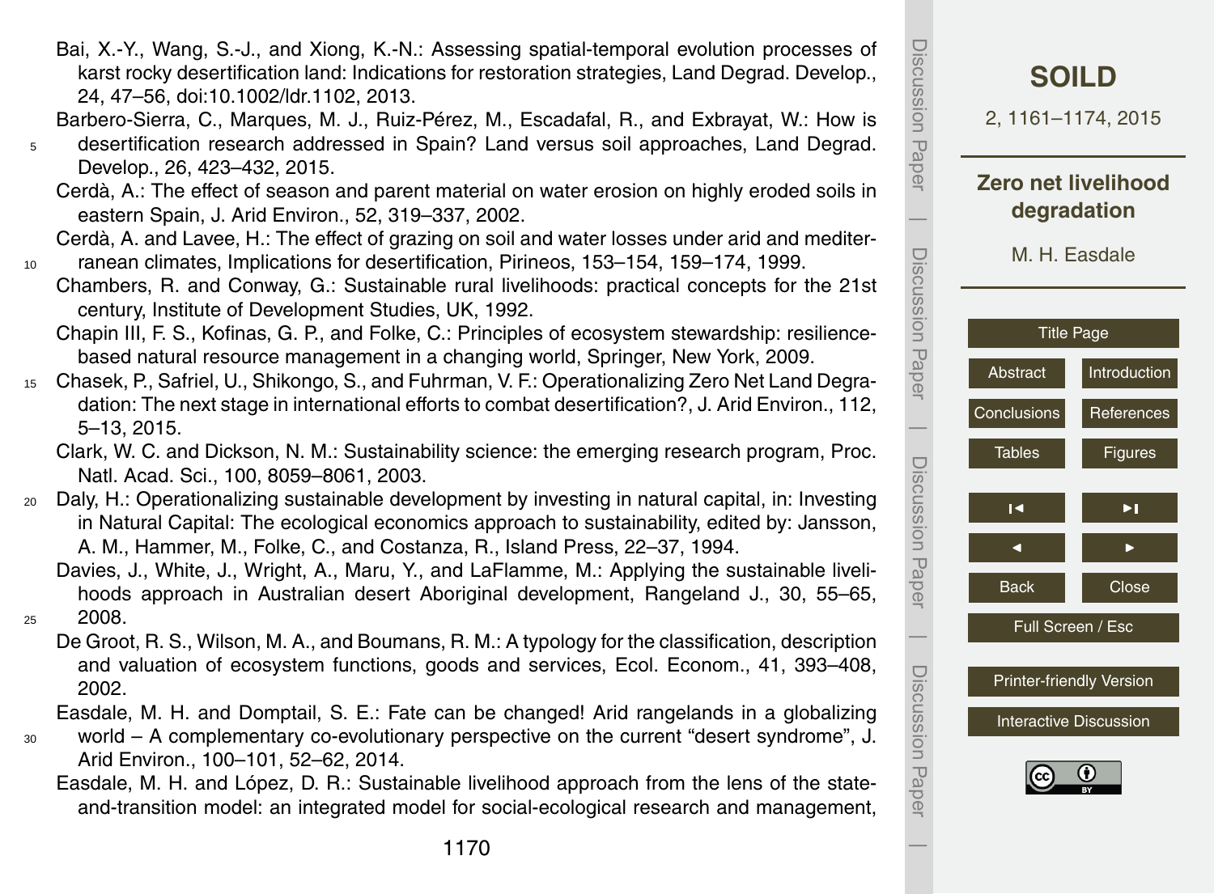Bai, X.-Y., Wang, S.-J., and Xiong, K.-N.: Assessing spatial-temporal evolution processes of karst rocky desertification land: Indications for restoration strategies, Land Degrad. Develop., 24, 47–56, doi:10.1002/ldr.1102, 2013.

Barbero-Sierra, C., Marques, M. J., Ruiz-Pérez, M., Escadafal, R., and Exbrayat, W.: How is desertification research addressed in Spain? Land versus soil approaches, Land Degrad. Develop., 26, 423–432, 2015.

Cerdà, A.: The effect of season and parent material on water erosion on highly eroded soils in eastern Spain, J. Arid Environ., 52, 319–337, 2002.

Cerdà, A. and Lavee, H.: The effect of grazing on soil and water losses under arid and mediterranean climates, Implications for desertification, Pirineos, 153–154, 159–174, 1999.

Chambers, R. and Conway, G.: Sustainable rural livelihoods: practical concepts for the 21st century, Institute of Development Studies, UK, 1992.

Chapin III, F. S., Kofinas, G. P., and Folke, C.: Principles of ecosystem stewardship: resilience-based natural resource management in a changing world, Springer, New York, 2009.

Chasek, P., Safriel, U., Shikongo, S., and Fuhrman, V. F.: Operationalizing Zero Net Land Degradation: The next stage in international efforts to combat desertification?, J. Arid Environ., 112, 5–13, 2015.

Clark, W. C. and Dickson, N. M.: Sustainability science: the emerging research program, Proc. Natl. Acad. Sci., 100, 8059–8061, 2003.

Daly, H.: Operationalizing sustainable development by investing in natural capital, in: Investing in Natural Capital: The ecological economics approach to sustainability, edited by: Jansson, A. M., Hammer, M., Folke, C., and Costanza, R., Island Press, 22–37, 1994.

Davies, J., White, J., Wright, A., Maru, Y., and LaFlamme, M.: Applying the sustainable livelihoods approach in Australian desert Aboriginal development, Rangeland J., 30, 55–65, 2008.

De Groot, R. S., Wilson, M. A., and Boumans, R. M.: A typology for the classification, description and valuation of ecosystem functions, goods and services, Ecol. Econom., 41, 393–408, 2002.

Easdale, M. H. and Domptail, S. E.: Fate can be changed! Arid rangelands in a globalizing world – A complementary co-evolutionary perspective on the current "desert syndrome", J. Arid Environ., 100–101, 52–62, 2014.

Easdale, M. H. and López, D. R.: Sustainable livelihood approach from the lens of the state-and-transition model: an integrated model for social-ecological research and management,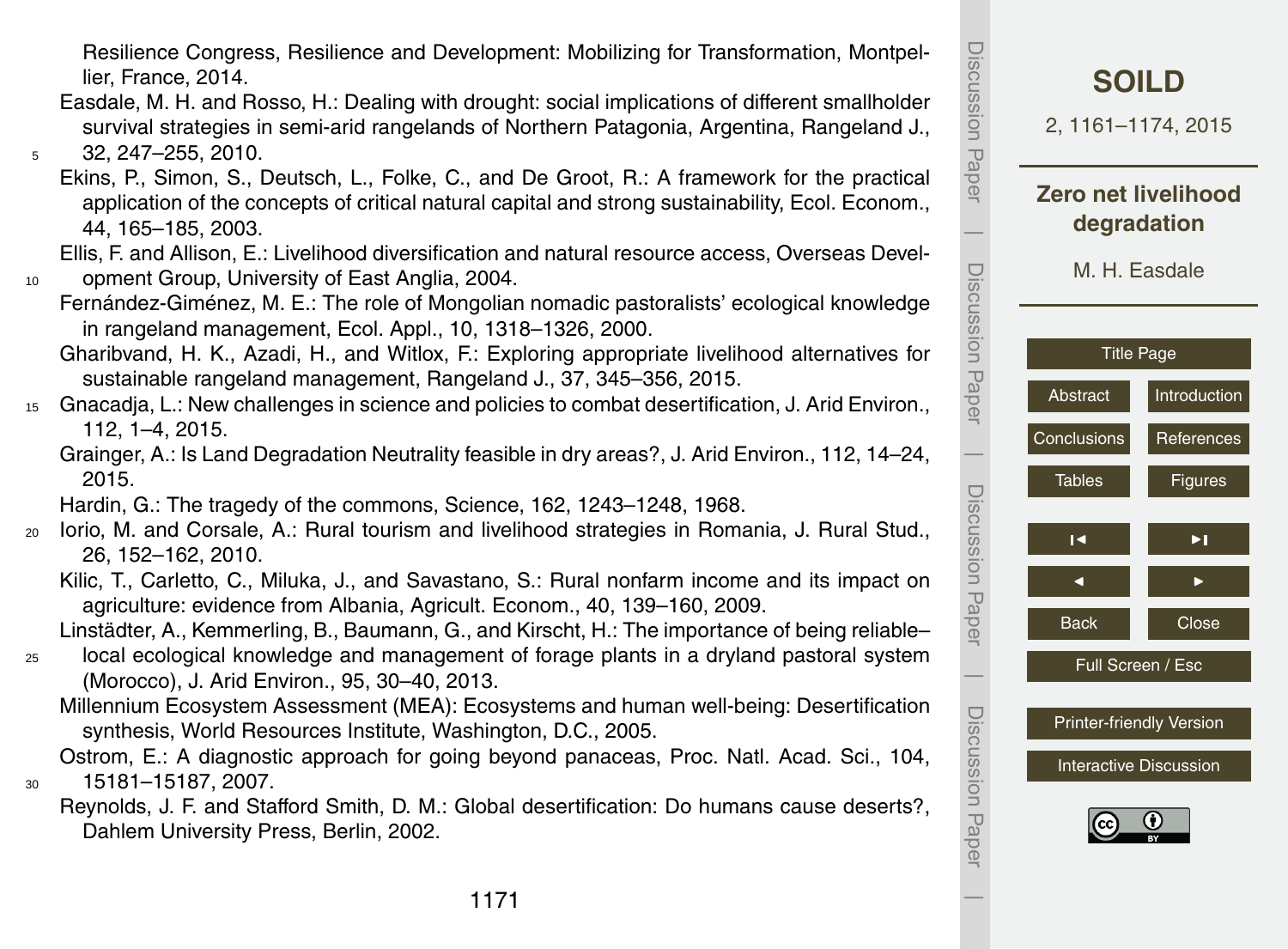Resilience Congress, Resilience and Development: Mobilizing for Transformation, Montpellier, France, 2014.

Easdale, M. H. and Rosso, H.: Dealing with drought: social implications of different smallholder survival strategies in semi-arid rangelands of Northern Patagonia, Argentina, Rangeland J., 32, 247–255, 2010.

Ekins, P., Simon, S., Deutsch, L., Folke, C., and De Groot, R.: A framework for the practical application of the concepts of critical natural capital and strong sustainability, Ecol. Econom., 44, 165–185, 2003.

Ellis, F. and Allison, E.: Livelihood diversification and natural resource access, Overseas Development Group, University of East Anglia, 2004.

Fernández-Giménez, M. E.: The role of Mongolian nomadic pastoralists' ecological knowledge in rangeland management, Ecol. Appl., 10, 1318–1326, 2000.

Gharibvand, H. K., Azadi, H., and Witlox, F.: Exploring appropriate livelihood alternatives for sustainable rangeland management, Rangeland J., 37, 345–356, 2015.

Gnacadja, L.: New challenges in science and policies to combat desertification, J. Arid Environ., 112, 1–4, 2015.

Grainger, A.: Is Land Degradation Neutrality feasible in dry areas?, J. Arid Environ., 112, 14–24, 2015.

Hardin, G.: The tragedy of the commons, Science, 162, 1243–1248, 1968.

Iorio, M. and Corsale, A.: Rural tourism and livelihood strategies in Romania, J. Rural Stud., 26, 152–162, 2010.

Kilic, T., Carletto, C., Miluka, J., and Savastano, S.: Rural nonfarm income and its impact on agriculture: evidence from Albania, Agricult. Econom., 40, 139–160, 2009.

Linstädter, A., Kemmerling, B., Baumann, G., and Kirscht, H.: The importance of being reliable–local ecological knowledge and management of forage plants in a dryland pastoral system (Morocco), J. Arid Environ., 95, 30–40, 2013.

Millennium Ecosystem Assessment (MEA): Ecosystems and human well-being: Desertification synthesis, World Resources Institute, Washington, D.C., 2005.

Ostrom, E.: A diagnostic approach for going beyond panaceas, Proc. Natl. Acad. Sci., 104, 15181–15187, 2007.

Reynolds, J. F. and Stafford Smith, D. M.: Global desertification: Do humans cause deserts?, Dahlem University Press, Berlin, 2002.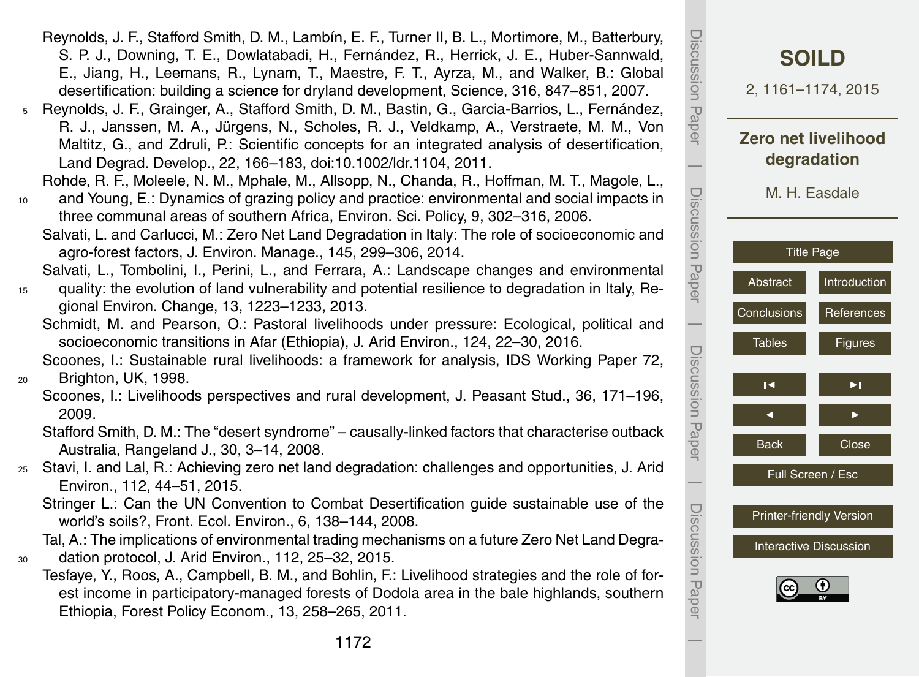Reynolds, J. F., Stafford Smith, D. M., Lambín, E. F., Turner II, B. L., Mortimore, M., Batterbury, S. P. J., Downing, T. E., Dowlatabadi, H., Fernández, R., Herrick, J. E., Huber-Sannwald, E., Jiang, H., Leemans, R., Lynam, T., Maestre, F. T., Ayrza, M., and Walker, B.: Global desertification: building a science for dryland development, Science, 316, 847–851, 2007.

Reynolds, J. F., Grainger, A., Stafford Smith, D. M., Bastin, G., Garcia-Barrios, L., Fernández, R. J., Janssen, M. A., Jürgens, N., Scholes, R. J., Veldkamp, A., Verstraete, M. M., Von Maltitz, G., and Zdruli, P.: Scientific concepts for an integrated analysis of desertification, Land Degrad. Develop., 22, 166–183, doi:10.1002/ldr.1104, 2011.

Rohde, R. F., Moleele, N. M., Mphale, M., Allsopp, N., Chanda, R., Hoffman, M. T., Magole, L., and Young, E.: Dynamics of grazing policy and practice: environmental and social impacts in three communal areas of southern Africa, Environ. Sci. Policy, 9, 302–316, 2006.

Salvati, L. and Carlucci, M.: Zero Net Land Degradation in Italy: The role of socioeconomic and agro-forest factors, J. Environ. Manage., 145, 299–306, 2014.

Salvati, L., Tombolini, I., Perini, L., and Ferrara, A.: Landscape changes and environmental quality: the evolution of land vulnerability and potential resilience to degradation in Italy, Regional Environ. Change, 13, 1223–1233, 2013.

Schmidt, M. and Pearson, O.: Pastoral livelihoods under pressure: Ecological, political and socioeconomic transitions in Afar (Ethiopia), J. Arid Environ., 124, 22–30, 2016.

Scoones, I.: Sustainable rural livelihoods: a framework for analysis, IDS Working Paper 72, Brighton, UK, 1998.

Scoones, I.: Livelihoods perspectives and rural development, J. Peasant Stud., 36, 171–196, 2009.

Stafford Smith, D. M.: The "desert syndrome" – causally-linked factors that characterise outback Australia, Rangeland J., 30, 3–14, 2008.

Stavi, I. and Lal, R.: Achieving zero net land degradation: challenges and opportunities, J. Arid Environ., 112, 44–51, 2015.

Stringer L.: Can the UN Convention to Combat Desertification guide sustainable use of the world's soils?, Front. Ecol. Environ., 6, 138–144, 2008.

Tal, A.: The implications of environmental trading mechanisms on a future Zero Net Land Degradation protocol, J. Arid Environ., 112, 25–32, 2015.

Tesfaye, Y., Roos, A., Campbell, B. M., and Bohlin, F.: Livelihood strategies and the role of forest income in participatory-managed forests of Dodola area in the bale highlands, southern Ethiopia, Forest Policy Econom., 13, 258–265, 2011.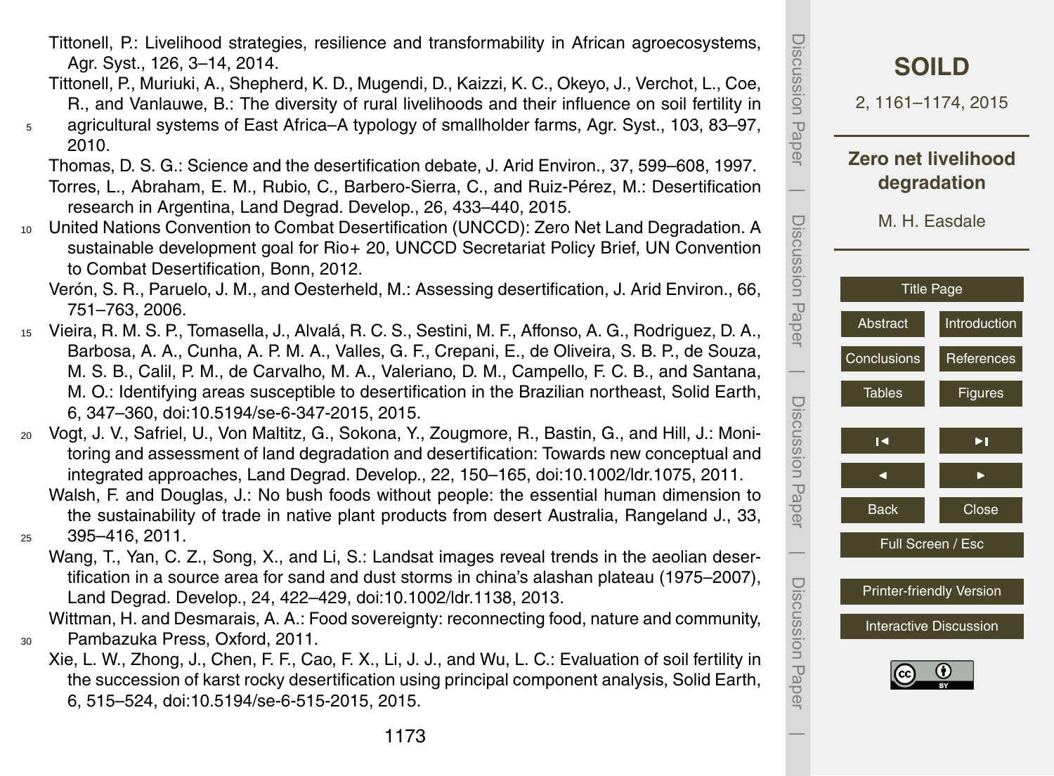Tittonell, P.: Livelihood strategies, resilience and transformability in African agroecosystems, Agr. Syst., 126, 3–14, 2014.

Tittonell, P., Muriuki, A., Shepherd, K. D., Mugendi, D., Kaizzi, K. C., Okeyo, J., Verchot, L., Coe, R., and Vanlauwe, B.: The diversity of rural livelihoods and their influence on soil fertility in agricultural systems of East Africa–A typology of smallholder farms, Agr. Syst., 103, 83–97, 2010.

Thomas, D. S. G.: Science and the desertification debate, J. Arid Environ., 37, 599–608, 1997.

Torres, L., Abraham, E. M., Rubio, C., Barbero-Sierra, C., and Ruiz-Pérez, M.: Desertification research in Argentina, Land Degrad. Develop., 26, 433–440, 2015.

United Nations Convention to Combat Desertification (UNCCD): Zero Net Land Degradation. A sustainable development goal for Rio+ 20, UNCCD Secretariat Policy Brief, UN Convention to Combat Desertification, Bonn, 2012.

Verón, S. R., Paruelo, J. M., and Oesterheld, M.: Assessing desertification, J. Arid Environ., 66, 751–763, 2006.

Vieira, R. M. S. P., Tomasella, J., Alvalá, R. C. S., Sestini, M. F., Affonso, A. G., Rodriguez, D. A., Barbosa, A. A., Cunha, A. P. M. A., Valles, G. F., Crepani, E., de Oliveira, S. B. P., de Souza, M. S. B., Calil, P. M., de Carvalho, M. A., Valeriano, D. M., Campello, F. C. B., and Santana, M. O.: Identifying areas susceptible to desertification in the Brazilian northeast, Solid Earth, 6, 347–360, doi:10.5194/se-6-347-2015, 2015.

Vogt, J. V., Safriel, U., Von Maltitz, G., Sokona, Y., Zougmore, R., Bastin, G., and Hill, J.: Monitoring and assessment of land degradation and desertification: Towards new conceptual and integrated approaches, Land Degrad. Develop., 22, 150–165, doi:10.1002/ldr.1075, 2011.

Walsh, F. and Douglas, J.: No bush foods without people: the essential human dimension to the sustainability of trade in native plant products from desert Australia, Rangeland J., 33, 395–416, 2011.

Wang, T., Yan, C. Z., Song, X., and Li, S.: Landsat images reveal trends in the aeolian desertification in a source area for sand and dust storms in china's alashan plateau (1975–2007), Land Degrad. Develop., 24, 422–429, doi:10.1002/ldr.1138, 2013.

Wittman, H. and Desmarais, A. A.: Food sovereignty: reconnecting food, nature and community, Pambazuka Press, Oxford, 2011.

Xie, L. W., Zhong, J., Chen, F. F., Cao, F. X., Li, J. J., and Wu, L. C.: Evaluation of soil fertility in the succession of karst rocky desertification using principal component analysis, Solid Earth, 6, 515–524, doi:10.5194/se-6-515-2015, 2015.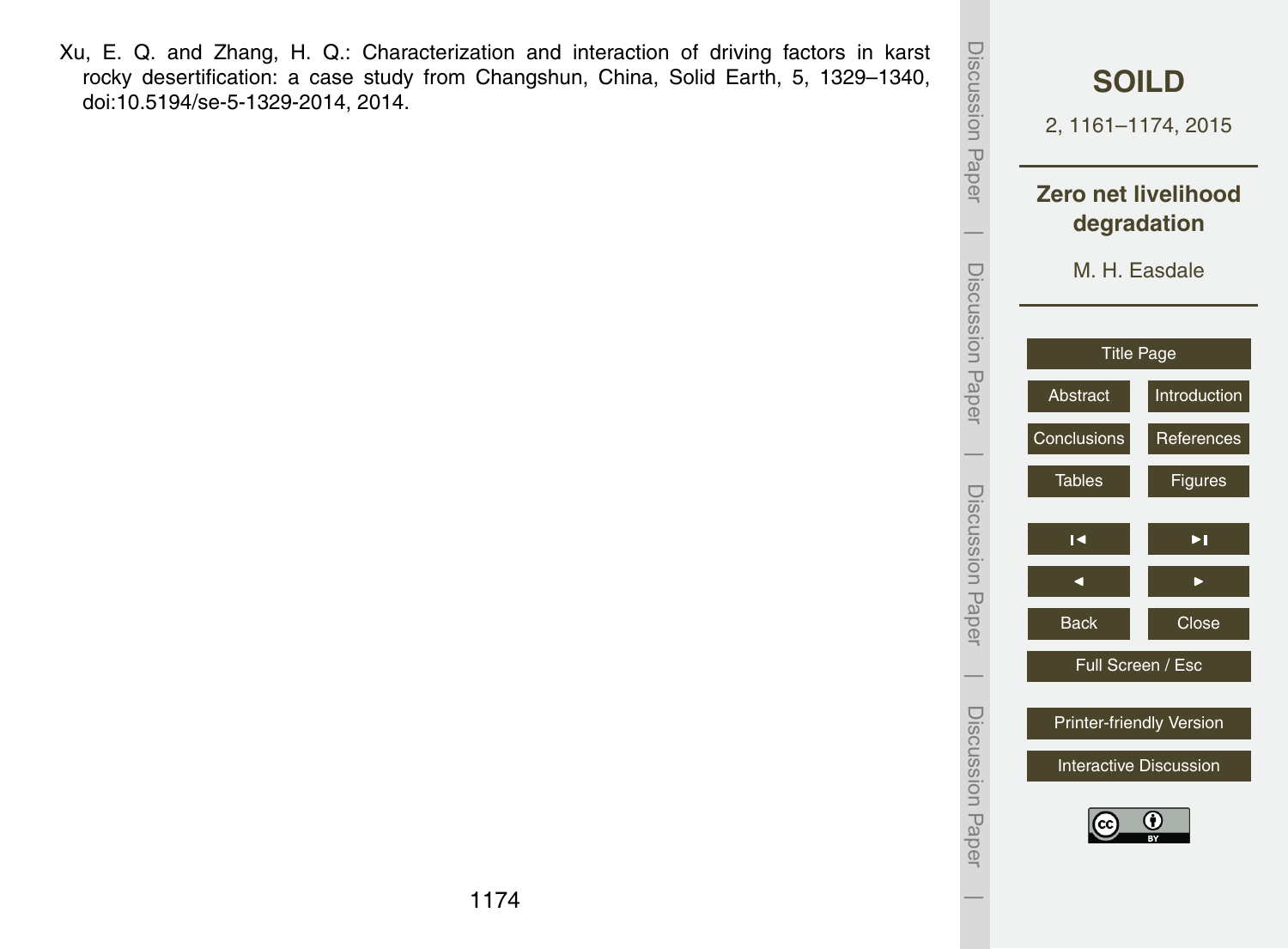Xu, E. Q. and Zhang, H. Q.: Characterization and interaction of driving factors in karst rocky desertification: a case study from Changshun, China, Solid Earth, 5, 1329–1340, doi:10.5194/se-5-1329-2014, 2014.